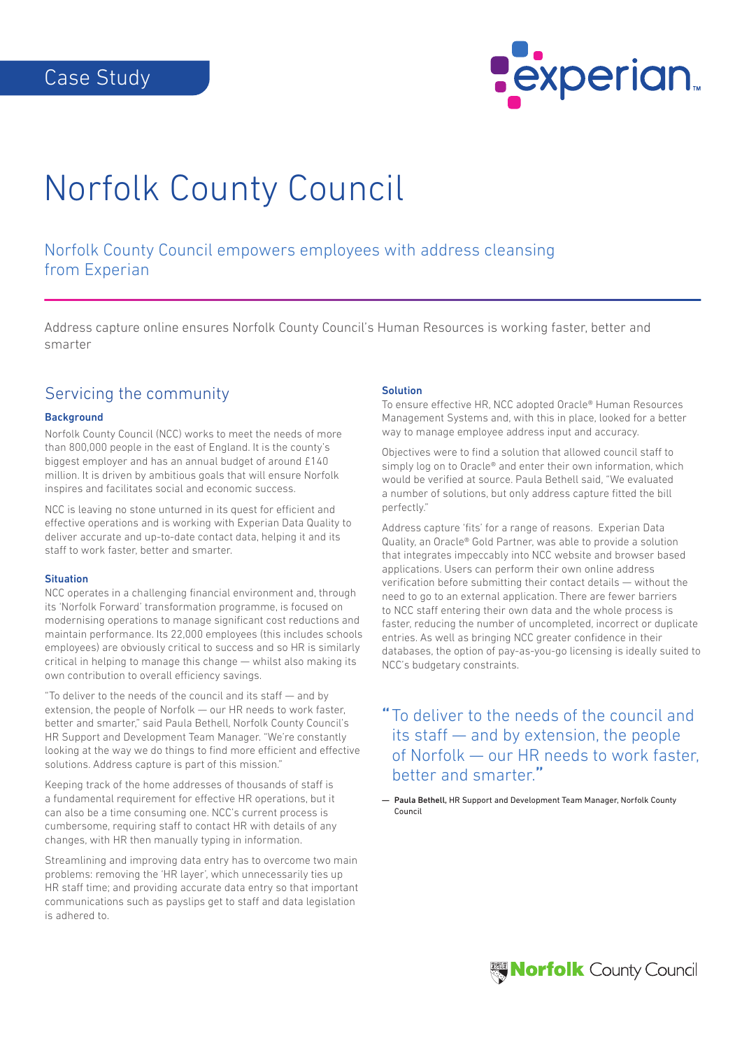Case Study

# Norfolk County Council

## Norfolk County Council empowers employees with address cleansing from Experian

Address capture online ensures Norfolk County Council's Human Resources is working faster, better and smarter

## Servicing the community

### Background

Norfolk County Council (NCC) works to meet the needs of more than 800,000 people in the east of England. It is the county's biggest employer and has an annual budget of around £140 million. It is driven by ambitious goals that will ensure Norfolk inspires and facilitates social and economic success.

NCC is leaving no stone unturned in its quest for efficient and effective operations and is working with Experian Data Quality to deliver accurate and up-to-date contact data, helping it and its staff to work faster, better and smarter.

### Situation

NCC operates in a challenging financial environment and, through its 'Norfolk Forward' transformation programme, is focused on modernising operations to manage significant cost reductions and maintain performance. Its 22,000 employees (this includes schools employees) are obviously critical to success and so HR is similarly critical in helping to manage this change — whilst also making its own contribution to overall efficiency savings.

"To deliver to the needs of the council and its staff — and by extension, the people of Norfolk — our HR needs to work faster, better and smarter," said Paula Bethell, Norfolk County Council's HR Support and Development Team Manager. "We're constantly looking at the way we do things to find more efficient and effective solutions. Address capture is part of this mission."

Keeping track of the home addresses of thousands of staff is a fundamental requirement for effective HR operations, but it can also be a time consuming one. NCC's current process is cumbersome, requiring staff to contact HR with details of any changes, with HR then manually typing in information.

Streamlining and improving data entry has to overcome two main problems: removing the 'HR layer', which unnecessarily ties up HR staff time; and providing accurate data entry so that important communications such as payslips get to staff and data legislation is adhered to.

### Solution

To ensure effective HR, NCC adopted Oracle® Human Resources Management Systems and, with this in place, looked for a better way to manage employee address input and accuracy.

Objectives were to find a solution that allowed council staff to simply log on to Oracle® and enter their own information, which would be verified at source. Paula Bethell said, "We evaluated a number of solutions, but only address capture fitted the bill perfectly."

Address capture 'fits' for a range of reasons. Experian Data Quality, an Oracle® Gold Partner, was able to provide a solution that integrates impeccably into NCC website and browser based applications. Users can perform their own online address verification before submitting their contact details — without the need to go to an external application. There are fewer barriers to NCC staff entering their own data and the whole process is faster, reducing the number of uncompleted, incorrect or duplicate entries. As well as bringing NCC greater confidence in their databases, the option of pay-as-you-go licensing is ideally suited to NCC's budgetary constraints.

> "To deliver to the needs of the council and its staff — and by extension, the people of Norfolk — our HR needs to work faster, better and smarter."
>
> — **Paula Bethell,** HR Support and Development Team Manager, Norfolk County Council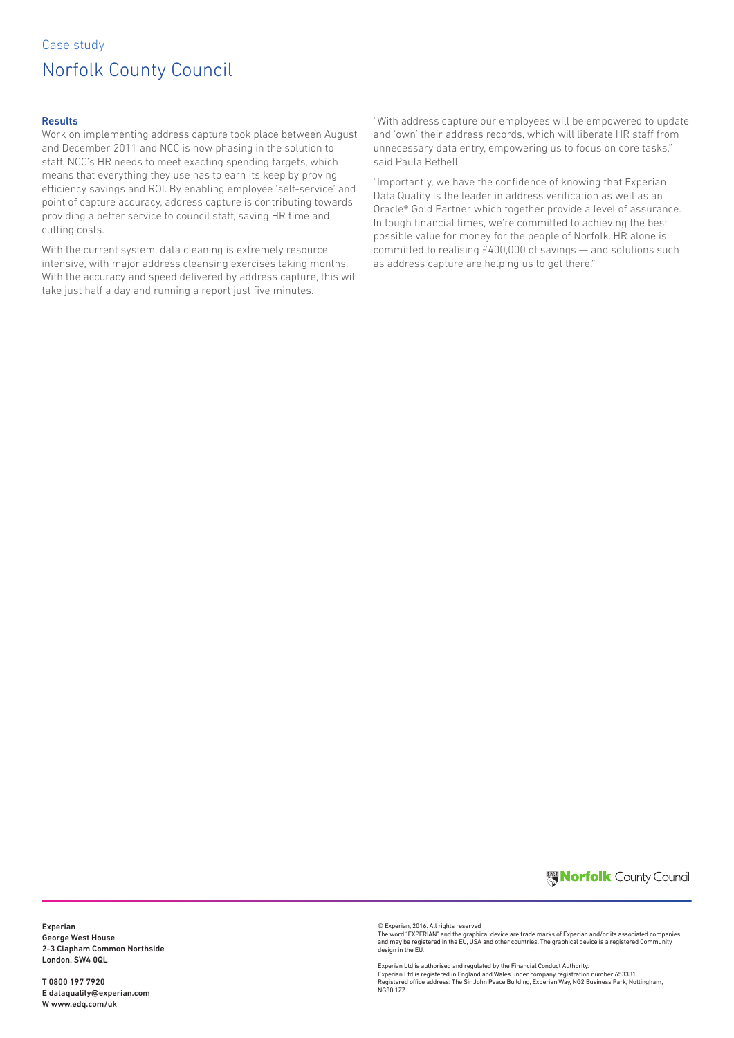Case study

# Norfolk County Council

### Results

Work on implementing address capture took place between August and December 2011 and NCC is now phasing in the solution to staff. NCC's HR needs to meet exacting spending targets, which means that everything they use has to earn its keep by proving efficiency savings and ROI. By enabling employee 'self-service' and point of capture accuracy, address capture is contributing towards providing a better service to council staff, saving HR time and cutting costs.

With the current system, data cleaning is extremely resource intensive, with major address cleansing exercises taking months. With the accuracy and speed delivered by address capture, this will take just half a day and running a report just five minutes.

"With address capture our employees will be empowered to update and 'own' their address records, which will liberate HR staff from unnecessary data entry, empowering us to focus on core tasks," said Paula Bethell.

"Importantly, we have the confidence of knowing that Experian Data Quality is the leader in address verification as well as an Oracle® Gold Partner which together provide a level of assurance. In tough financial times, we're committed to achieving the best possible value for money for the people of Norfolk. HR alone is committed to realising £400,000 of savings — and solutions such as address capture are helping us to get there."

Norfolk County Council

**Experian**
**George West House**
**2-3 Clapham Common Northside**
**London, SW4 0QL**

**T 0800 197 7920**
**E dataquality@experian.com**
**W www.edq.com/uk**

© Experian, 2016. All rights reserved
The word "EXPERIAN" and the graphical device are trade marks of Experian and/or its associated companies and may be registered in the EU, USA and other countries. The graphical device is a registered Community design in the EU.

Experian Ltd is authorised and regulated by the Financial Conduct Authority.
Experian Ltd is registered in England and Wales under company registration number 653331.
Registered office address: The Sir John Peace Building, Experian Way, NG2 Business Park, Nottingham, NG80 1ZZ.